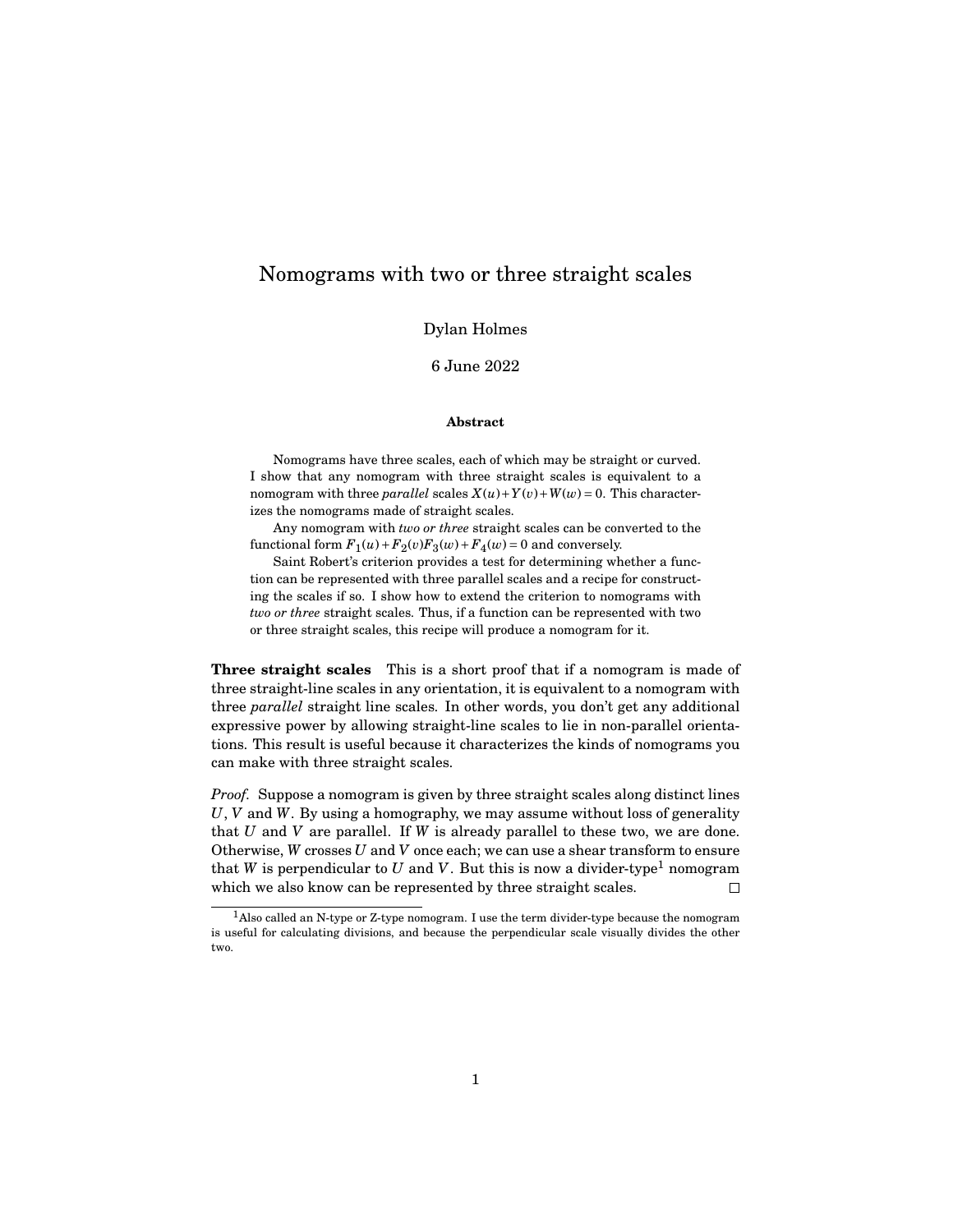# Nomograms with two or three straight scales

Dylan Holmes

6 June 2022

### Abstract

Nomograms have three scales, each of which may be straight or curved. I show that any nomogram with three straight scales is equivalent to a nomogram with three *parallel* scales $X(u)+Y(v)+W(w)=0$. This characterizes the nomograms made of straight scales.

Any nomogram with *two or three* straight scales can be converted to the functional form $F_1(u)+F_2(v)F_3(w)+F_4(w)=0$ and conversely.

Saint Robert's criterion provides a test for determining whether a function can be represented with three parallel scales and a recipe for constructing the scales if so. I show how to extend the criterion to nomograms with *two or three* straight scales. Thus, if a function can be represented with two or three straight scales, this recipe will produce a nomogram for it.

**Three straight scales** This is a short proof that if a nomogram is made of three straight-line scales in any orientation, it is equivalent to a nomogram with three *parallel* straight line scales. In other words, you don't get any additional expressive power by allowing straight-line scales to lie in non-parallel orientations. This result is useful because it characterizes the kinds of nomograms you can make with three straight scales.

*Proof.* Suppose a nomogram is given by three straight scales along distinct lines $U$, $V$ and $W$. By using a homography, we may assume without loss of generality that $U$ and $V$ are parallel. If $W$ is already parallel to these two, we are done. Otherwise, $W$ crosses $U$ and $V$ once each; we can use a shear transform to ensure that $W$ is perpendicular to $U$ and $V$. But this is now a divider-type[1] nomogram which we also know can be represented by three straight scales. □

[1] Also called an N-type or Z-type nomogram. I use the term divider-type because the nomogram is useful for calculating divisions, and because the perpendicular scale visually divides the other two.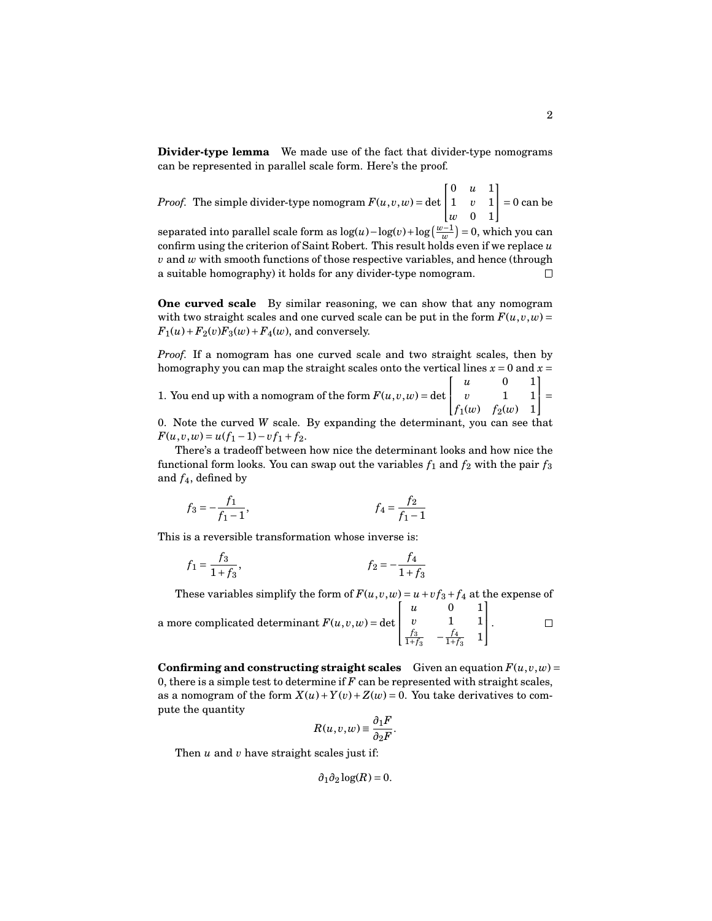**Divider-type lemma** We made use of the fact that divider-type nomograms can be represented in parallel scale form. Here's the proof.

*Proof.* The simple divider-type nomogram $F(u,v,w) = \det \begin{bmatrix} 0 & u & 1 \\ 1 & v & 1 \\ w & 0 & 1 \end{bmatrix} = 0$ can be separated into parallel scale form as $\log(u) - \log(v) + \log\left(\frac{w-1}{w}\right) = 0$, which you can confirm using the criterion of Saint Robert. This result holds even if we replace $u$ $v$ and $w$ with smooth functions of those respective variables, and hence (through a suitable homography) it holds for any divider-type nomogram. □

**One curved scale** By similar reasoning, we can show that any nomogram with two straight scales and one curved scale can be put in the form $F(u,v,w) = F_1(u) + F_2(v)F_3(w) + F_4(w)$, and conversely.

*Proof.* If a nomogram has one curved scale and two straight scales, then by homography you can map the straight scales onto the vertical lines $x = 0$ and $x = 1$. You end up with a nomogram of the form $F(u,v,w) = \det \begin{bmatrix} u & 0 & 1 \\ v & 1 & 1 \\ f_1(w) & f_2(w) & 1 \end{bmatrix} = 0$. Note the curved $W$ scale. By expanding the determinant, you can see that $F(u,v,w) = u(f_1 - 1) - vf_1 + f_2$.

There's a tradeoff between how nice the determinant looks and how nice the functional form looks. You can swap out the variables $f_1$ and $f_2$ with the pair $f_3$ and $f_4$, defined by

$$f_3 = -\frac{f_1}{f_1 - 1}, \qquad\qquad f_4 = \frac{f_2}{f_1 - 1}$$

This is a reversible transformation whose inverse is:

$$f_1 = \frac{f_3}{1 + f_3}, \qquad\qquad f_2 = -\frac{f_4}{1 + f_3}$$

These variables simplify the form of $F(u,v,w) = u + vf_3 + f_4$ at the expense of a more complicated determinant $F(u,v,w) = \det \begin{bmatrix} u & 0 & 1 \\ v & 1 & 1 \\ \frac{f_3}{1+f_3} & -\frac{f_4}{1+f_3} & 1 \end{bmatrix}$. □

**Confirming and constructing straight scales** Given an equation $F(u,v,w) = 0$, there is a simple test to determine if $F$ can be represented with straight scales, as a nomogram of the form $X(u) + Y(v) + Z(w) = 0$. You take derivatives to compute the quantity

$$R(u,v,w) \equiv \frac{\partial_1 F}{\partial_2 F}.$$

Then $u$ and $v$ have straight scales just if:

$$\partial_1 \partial_2 \log(R) = 0.$$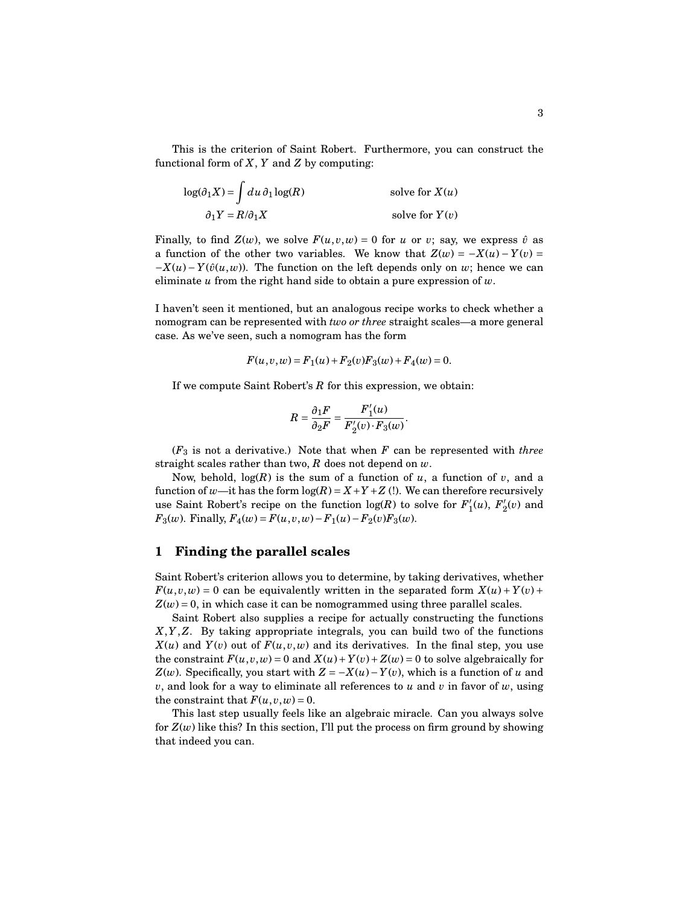This is the criterion of Saint Robert. Furthermore, you can construct the functional form of $X$, $Y$ and $Z$ by computing:

$$\log(\partial_1 X) = \int du\, \partial_1 \log(R) \qquad \text{solve for } X(u)$$

$$\partial_1 Y = R/\partial_1 X \qquad \text{solve for } Y(v)$$

Finally, to find $Z(w)$, we solve $F(u,v,w) = 0$ for $u$ or $v$; say, we express $\hat{v}$ as a function of the other two variables. We know that $Z(w) = -X(u) - Y(v) = -X(u) - Y(\hat{v}(u,w))$. The function on the left depends only on $w$; hence we can eliminate $u$ from the right hand side to obtain a pure expression of $w$.

I haven't seen it mentioned, but an analogous recipe works to check whether a nomogram can be represented with *two or three* straight scales—a more general case. As we've seen, such a nomogram has the form

$$F(u,v,w) = F_1(u) + F_2(v)F_3(w) + F_4(w) = 0.$$

If we compute Saint Robert's $R$ for this expression, we obtain:

$$R = \frac{\partial_1 F}{\partial_2 F} = \frac{F_1'(u)}{F_2'(v) \cdot F_3(w)}.$$

($F_3$ is not a derivative.) Note that when $F$ can be represented with *three* straight scales rather than two, $R$ does not depend on $w$.

Now, behold, $\log(R)$ is the sum of a function of $u$, a function of $v$, and a function of $w$—it has the form $\log(R) = X + Y + Z$ (!). We can therefore recursively use Saint Robert's recipe on the function $\log(R)$ to solve for $F_1'(u)$, $F_2'(v)$ and $F_3(w)$. Finally, $F_4(w) = F(u,v,w) - F_1(u) - F_2(v)F_3(w)$.

## 1 Finding the parallel scales

Saint Robert's criterion allows you to determine, by taking derivatives, whether $F(u,v,w) = 0$ can be equivalently written in the separated form $X(u) + Y(v) + Z(w) = 0$, in which case it can be nomogrammed using three parallel scales.

Saint Robert also supplies a recipe for actually constructing the functions $X, Y, Z$. By taking appropriate integrals, you can build two of the functions $X(u)$ and $Y(v)$ out of $F(u,v,w)$ and its derivatives. In the final step, you use the constraint $F(u,v,w) = 0$ and $X(u) + Y(v) + Z(w) = 0$ to solve algebraically for $Z(w)$. Specifically, you start with $Z = -X(u) - Y(v)$, which is a function of $u$ and $v$, and look for a way to eliminate all references to $u$ and $v$ in favor of $w$, using the constraint that $F(u,v,w) = 0$.

This last step usually feels like an algebraic miracle. Can you always solve for $Z(w)$ like this? In this section, I'll put the process on firm ground by showing that indeed you can.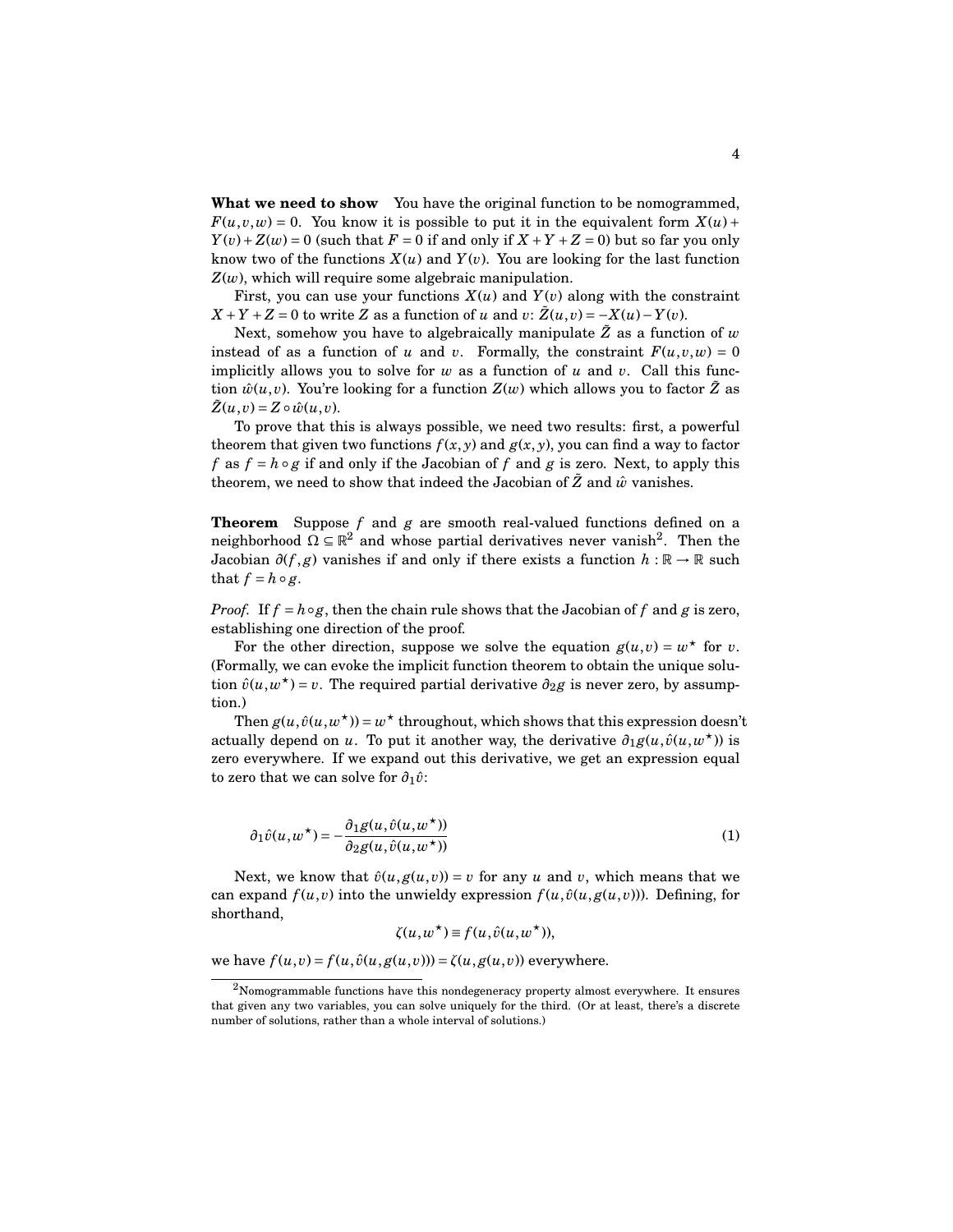**What we need to show** You have the original function to be nomogrammed, $F(u,v,w) = 0$. You know it is possible to put it in the equivalent form $X(u) + Y(v) + Z(w) = 0$ (such that $F = 0$ if and only if $X + Y + Z = 0$) but so far you only know two of the functions $X(u)$ and $Y(v)$. You are looking for the last function $Z(w)$, which will require some algebraic manipulation.

First, you can use your functions $X(u)$ and $Y(v)$ along with the constraint $X + Y + Z = 0$ to write $Z$ as a function of $u$ and $v$: $\tilde{Z}(u,v) = -X(u) - Y(v)$.

Next, somehow you have to algebraically manipulate $\tilde{Z}$ as a function of $w$ instead of as a function of $u$ and $v$. Formally, the constraint $F(u,v,w) = 0$ implicitly allows you to solve for $w$ as a function of $u$ and $v$. Call this function $\hat{w}(u,v)$. You're looking for a function $Z(w)$ which allows you to factor $\tilde{Z}$ as $\tilde{Z}(u,v) = Z \circ \hat{w}(u,v)$.

To prove that this is always possible, we need two results: first, a powerful theorem that given two functions $f(x,y)$ and $g(x,y)$, you can find a way to factor $f$ as $f = h \circ g$ if and only if the Jacobian of $f$ and $g$ is zero. Next, to apply this theorem, we need to show that indeed the Jacobian of $\tilde{Z}$ and $\hat{w}$ vanishes.

**Theorem** Suppose $f$ and $g$ are smooth real-valued functions defined on a neighborhood $\Omega \subseteq \mathbb{R}^2$ and whose partial derivatives never vanish[2]. Then the Jacobian $\partial(f,g)$ vanishes if and only if there exists a function $h : \mathbb{R} \to \mathbb{R}$ such that $f = h \circ g$.

*Proof.* If $f = h \circ g$, then the chain rule shows that the Jacobian of $f$ and $g$ is zero, establishing one direction of the proof.

For the other direction, suppose we solve the equation $g(u,v) = w^\star$ for $v$. (Formally, we can evoke the implicit function theorem to obtain the unique solution $\hat{v}(u,w^\star) = v$. The required partial derivative $\partial_2 g$ is never zero, by assumption.)

Then $g(u, \hat{v}(u,w^\star)) = w^\star$ throughout, which shows that this expression doesn't actually depend on $u$. To put it another way, the derivative $\partial_1 g(u, \hat{v}(u,w^\star))$ is zero everywhere. If we expand out this derivative, we get an expression equal to zero that we can solve for $\partial_1 \hat{v}$:

$$\partial_1 \hat{v}(u,w^\star) = -\frac{\partial_1 g(u, \hat{v}(u,w^\star))}{\partial_2 g(u, \hat{v}(u,w^\star))} \tag{1}$$

Next, we know that $\hat{v}(u, g(u,v)) = v$ for any $u$ and $v$, which means that we can expand $f(u,v)$ into the unwieldy expression $f(u, \hat{v}(u, g(u,v)))$. Defining, for shorthand,

$$\zeta(u,w^\star) \equiv f(u, \hat{v}(u,w^\star)),$$

we have $f(u,v) = f(u, \hat{v}(u, g(u,v))) = \zeta(u, g(u,v))$ everywhere.

[2] Nomogrammable functions have this nondegeneracy property almost everywhere. It ensures that given any two variables, you can solve uniquely for the third. (Or at least, there's a discrete number of solutions, rather than a whole interval of solutions.)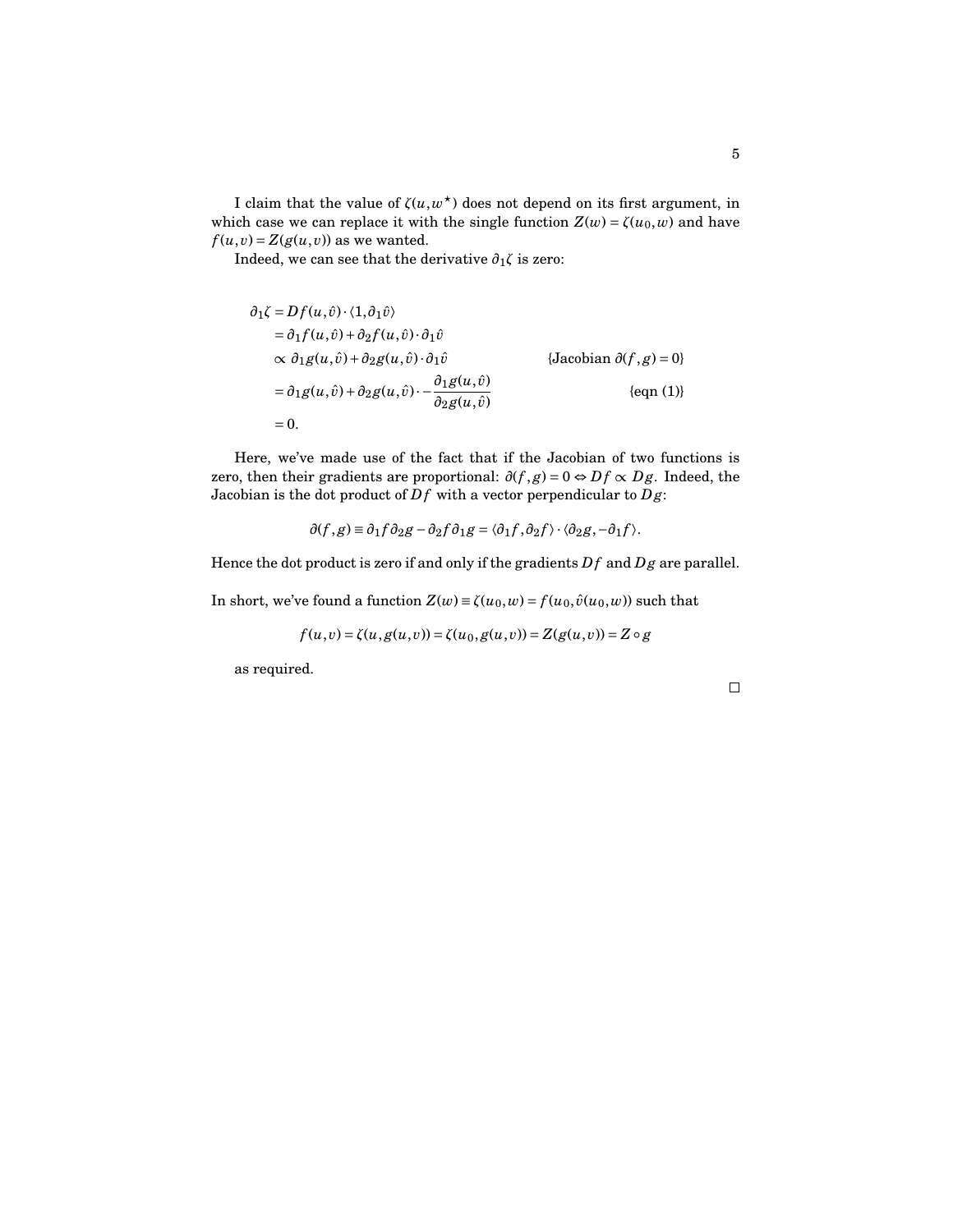I claim that the value of $\zeta(u, w^\star)$ does not depend on its first argument, in which case we can replace it with the single function $Z(w) = \zeta(u_0, w)$ and have $f(u,v) = Z(g(u,v))$ as we wanted.

Indeed, we can see that the derivative $\partial_1 \zeta$ is zero:

$$
\begin{aligned}
\partial_1 \zeta &= Df(u, \hat{v}) \cdot \langle 1, \partial_1 \hat{v} \rangle \\
&= \partial_1 f(u, \hat{v}) + \partial_2 f(u, \hat{v}) \cdot \partial_1 \hat{v} \\
&\propto \partial_1 g(u, \hat{v}) + \partial_2 g(u, \hat{v}) \cdot \partial_1 \hat{v} && \{\text{Jacobian } \partial(f,g) = 0\} \\
&= \partial_1 g(u, \hat{v}) + \partial_2 g(u, \hat{v}) \cdot -\frac{\partial_1 g(u, \hat{v})}{\partial_2 g(u, \hat{v})} && \{\text{eqn (1)}\} \\
&= 0.
\end{aligned}
$$

Here, we've made use of the fact that if the Jacobian of two functions is zero, then their gradients are proportional: $\partial(f,g) = 0 \Leftrightarrow Df \propto Dg$. Indeed, the Jacobian is the dot product of $Df$ with a vector perpendicular to $Dg$:

$$\partial(f,g) \equiv \partial_1 f \partial_2 g - \partial_2 f \partial_1 g = \langle \partial_1 f, \partial_2 f \rangle \cdot \langle \partial_2 g, -\partial_1 f \rangle.$$

Hence the dot product is zero if and only if the gradients $Df$ and $Dg$ are parallel.

In short, we've found a function $Z(w) \equiv \zeta(u_0, w) = f(u_0, \hat{v}(u_0, w))$ such that

$$f(u,v) = \zeta(u, g(u,v)) = \zeta(u_0, g(u,v)) = Z(g(u,v)) = Z \circ g$$

as required.

□